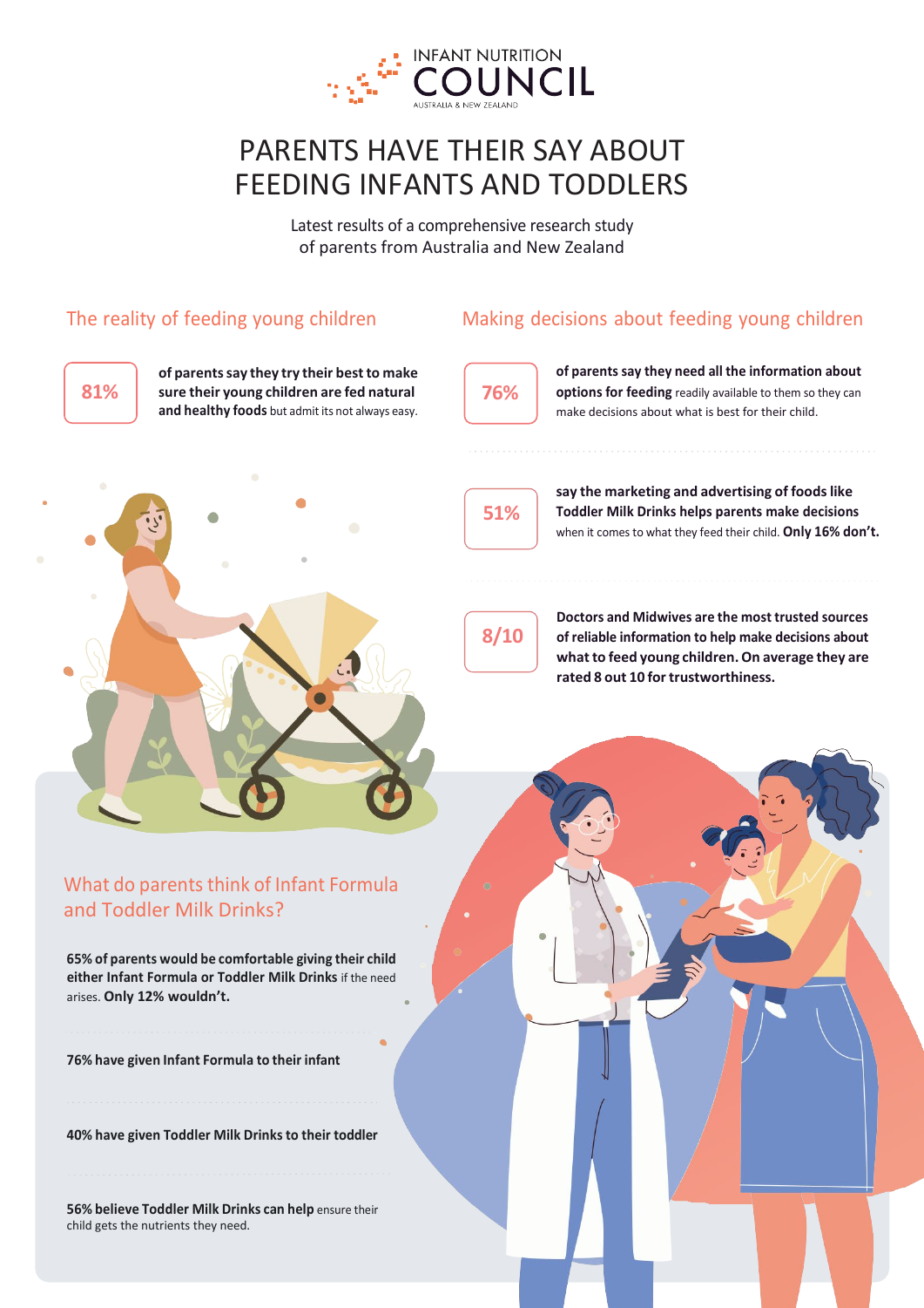INFANT NUTRITION
COUNCIL
AUSTRALIA & NEW ZEALAND

# PARENTS HAVE THEIR SAY ABOUT FEEDING INFANTS AND TODDLERS

Latest results of a comprehensive research study of parents from Australia and New Zealand

## The reality of feeding young children

**81%**

**of parents say they try their best to make sure their young children are fed natural and healthy foods** but admit its not always easy.

## Making decisions about feeding young children

**76%**

**of parents say they need all the information about options for feeding** readily available to them so they can make decisions about what is best for their child.

**51%**

**say the marketing and advertising of foods like Toddler Milk Drinks helps parents make decisions** when it comes to what they feed their child. **Only 16% don't.**

**8/10**

**Doctors and Midwives are the most trusted sources of reliable information to help make decisions about what to feed young children. On average they are rated 8 out 10 for trustworthiness.**

## What do parents think of Infant Formula and Toddler Milk Drinks?

**65% of parents would be comfortable giving their child either Infant Formula or Toddler Milk Drinks** if the need arises. **Only 12% wouldn't.**

**76% have given Infant Formula to their infant**

**40% have given Toddler Milk Drinks to their toddler**

**56% believe Toddler Milk Drinks can help** ensure their child gets the nutrients they need.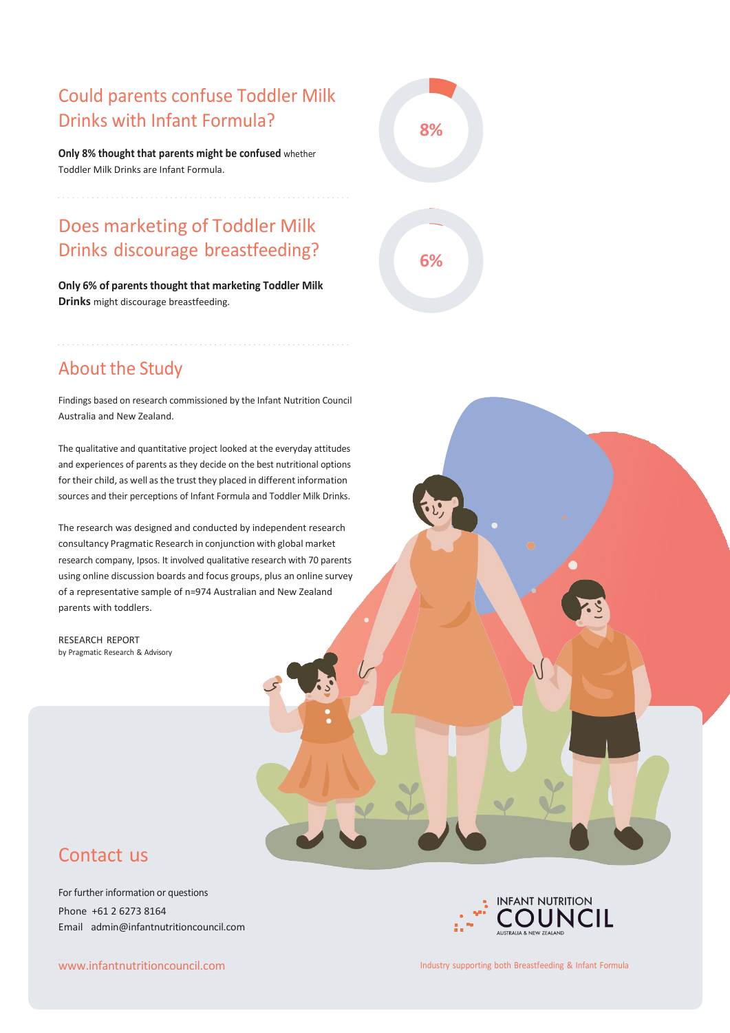## Could parents confuse Toddler Milk Drinks with Infant Formula?

**Only 8% thought that parents might be confused** whether Toddler Milk Drinks are Infant Formula.

8%

## Does marketing of Toddler Milk Drinks discourage breastfeeding?

**Only 6% of parents thought that marketing Toddler Milk Drinks** might discourage breastfeeding.

6%

## About the Study

Findings based on research commissioned by the Infant Nutrition Council Australia and New Zealand.

The qualitative and quantitative project looked at the everyday attitudes and experiences of parents as they decide on the best nutritional options for their child, as well as the trust they placed in different information sources and their perceptions of Infant Formula and Toddler Milk Drinks.

The research was designed and conducted by independent research consultancy Pragmatic Research in conjunction with global market research company, Ipsos. It involved qualitative research with 70 parents using online discussion boards and focus groups, plus an online survey of a representative sample of n=974 Australian and New Zealand parents with toddlers.

RESEARCH REPORT
by Pragmatic Research & Advisory

## Contact us

For further information or questions

Phone +61 2 6273 8164

Email admin@infantnutritioncouncil.com

www.infantnutritioncouncil.com

INFANT NUTRITION COUNCIL
AUSTRALIA & NEW ZEALAND

Industry supporting both Breastfeeding & Infant Formula